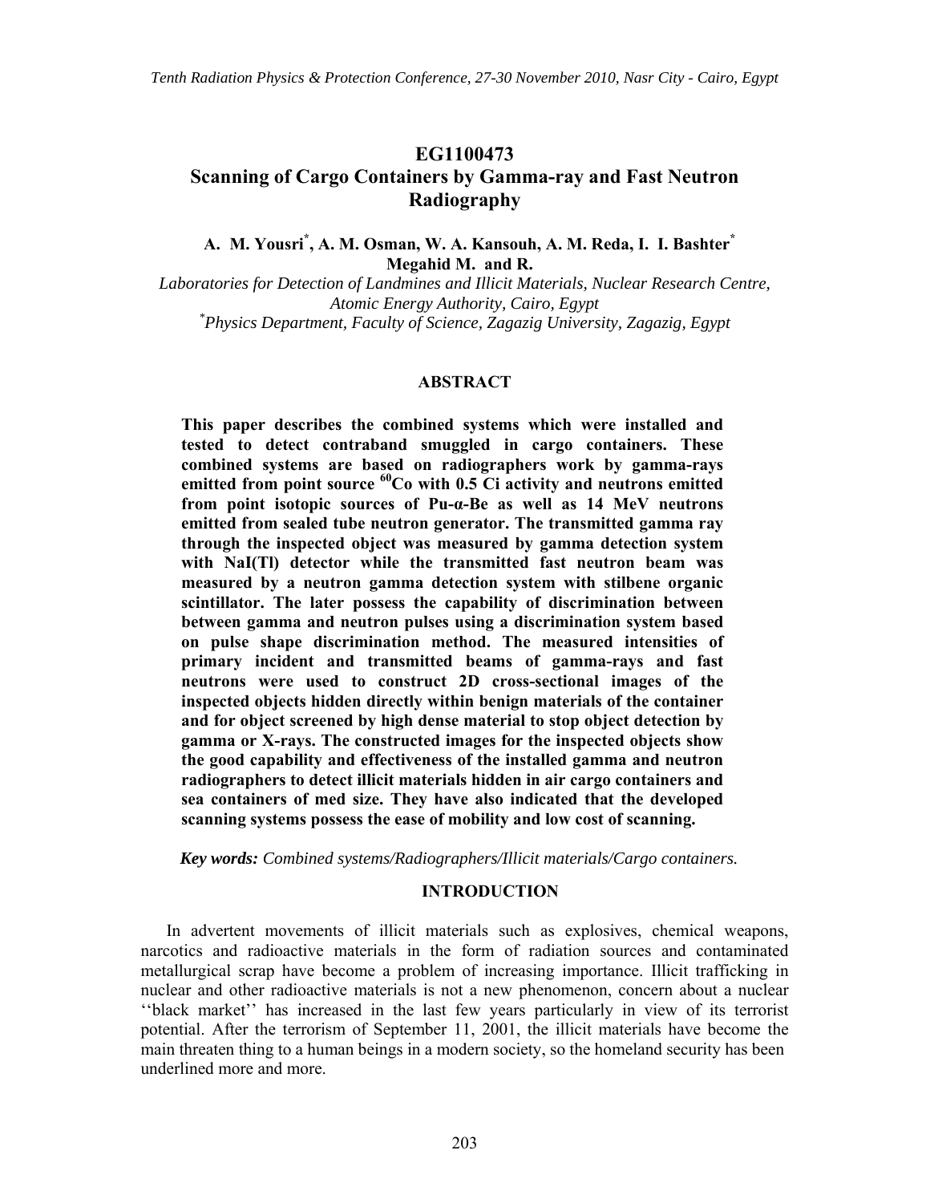# EG1100473
# Scanning of Cargo Containers by Gamma-ray and Fast Neutron Radiography

**A. M. Yousri[*], A. M. Osman, W. A. Kansouh, A. M. Reda, I. I. Bashter[*] Megahid M. and R.**

*Laboratories for Detection of Landmines and Illicit Materials, Nuclear Research Centre, Atomic Energy Authority, Cairo, Egypt*
*[*]Physics Department, Faculty of Science, Zagazig University, Zagazig, Egypt*

## ABSTRACT

**This paper describes the combined systems which were installed and tested to detect contraband smuggled in cargo containers. These combined systems are based on radiographers work by gamma-rays emitted from point source $^{60}$Co with 0.5 Ci activity and neutrons emitted from point isotopic sources of Pu-α-Be as well as 14 MeV neutrons emitted from sealed tube neutron generator. The transmitted gamma ray through the inspected object was measured by gamma detection system with NaI(Tl) detector while the transmitted fast neutron beam was measured by a neutron gamma detection system with stilbene organic scintillator. The later possess the capability of discrimination between between gamma and neutron pulses using a discrimination system based on pulse shape discrimination method. The measured intensities of primary incident and transmitted beams of gamma-rays and fast neutrons were used to construct 2D cross-sectional images of the inspected objects hidden directly within benign materials of the container and for object screened by high dense material to stop object detection by gamma or X-rays. The constructed images for the inspected objects show the good capability and effectiveness of the installed gamma and neutron radiographers to detect illicit materials hidden in air cargo containers and sea containers of med size. They have also indicated that the developed scanning systems possess the ease of mobility and low cost of scanning.**

***Key words:*** *Combined systems/Radiographers/Illicit materials/Cargo containers.*

## INTRODUCTION

In advertent movements of illicit materials such as explosives, chemical weapons, narcotics and radioactive materials in the form of radiation sources and contaminated metallurgical scrap have become a problem of increasing importance. Illicit trafficking in nuclear and other radioactive materials is not a new phenomenon, concern about a nuclear ''black market'' has increased in the last few years particularly in view of its terrorist potential. After the terrorism of September 11, 2001, the illicit materials have become the main threaten thing to a human beings in a modern society, so the homeland security has been underlined more and more.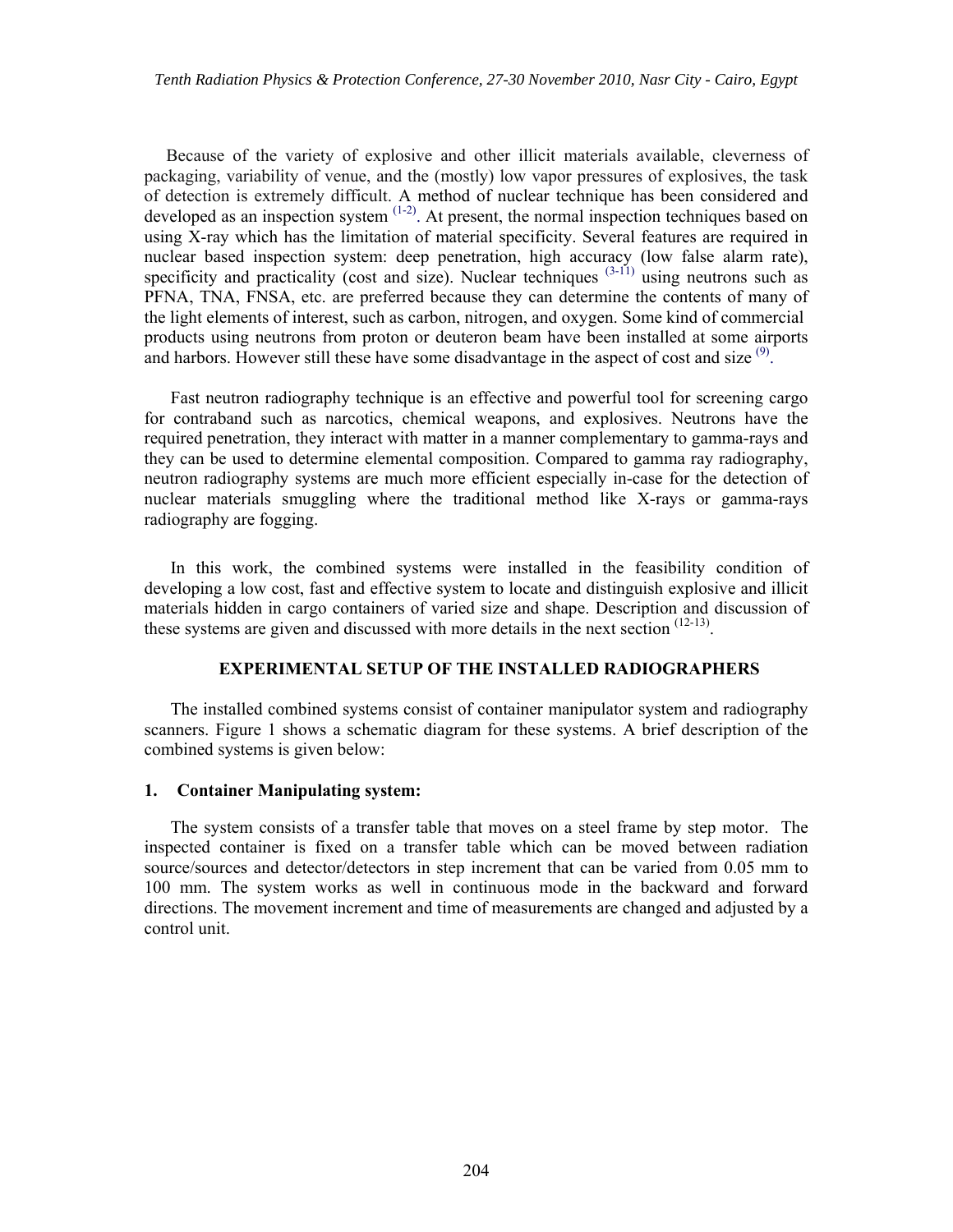Because of the variety of explosive and other illicit materials available, cleverness of packaging, variability of venue, and the (mostly) low vapor pressures of explosives, the task of detection is extremely difficult. A method of nuclear technique has been considered and developed as an inspection system [1-2]. At present, the normal inspection techniques based on using X-ray which has the limitation of material specificity. Several features are required in nuclear based inspection system: deep penetration, high accuracy (low false alarm rate), specificity and practicality (cost and size). Nuclear techniques [3-11] using neutrons such as PFNA, TNA, FNSA, etc. are preferred because they can determine the contents of many of the light elements of interest, such as carbon, nitrogen, and oxygen. Some kind of commercial products using neutrons from proton or deuteron beam have been installed at some airports and harbors. However still these have some disadvantage in the aspect of cost and size [9].

Fast neutron radiography technique is an effective and powerful tool for screening cargo for contraband such as narcotics, chemical weapons, and explosives. Neutrons have the required penetration, they interact with matter in a manner complementary to gamma-rays and they can be used to determine elemental composition. Compared to gamma ray radiography, neutron radiography systems are much more efficient especially in-case for the detection of nuclear materials smuggling where the traditional method like X-rays or gamma-rays radiography are fogging.

In this work, the combined systems were installed in the feasibility condition of developing a low cost, fast and effective system to locate and distinguish explosive and illicit materials hidden in cargo containers of varied size and shape. Description and discussion of these systems are given and discussed with more details in the next section [12-13].

## EXPERIMENTAL SETUP OF THE INSTALLED RADIOGRAPHERS

The installed combined systems consist of container manipulator system and radiography scanners. Figure 1 shows a schematic diagram for these systems. A brief description of the combined systems is given below:

### 1. Container Manipulating system:

The system consists of a transfer table that moves on a steel frame by step motor. The inspected container is fixed on a transfer table which can be moved between radiation source/sources and detector/detectors in step increment that can be varied from 0.05 mm to 100 mm. The system works as well in continuous mode in the backward and forward directions. The movement increment and time of measurements are changed and adjusted by a control unit.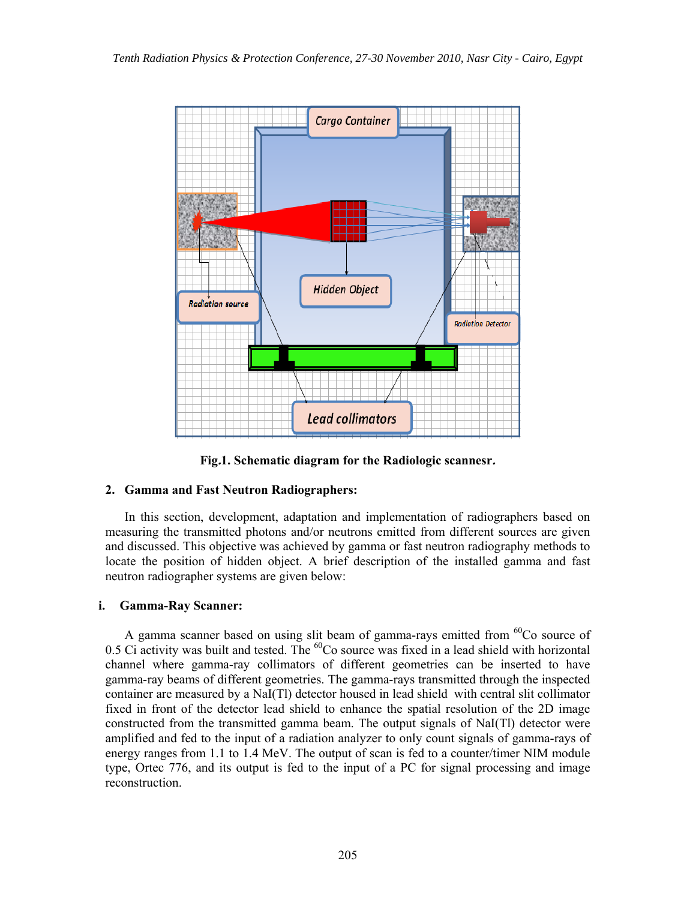Fig.1. Schematic diagram for the Radiologic scannesr.

## 2. Gamma and Fast Neutron Radiographers:

In this section, development, adaptation and implementation of radiographers based on measuring the transmitted photons and/or neutrons emitted from different sources are given and discussed. This objective was achieved by gamma or fast neutron radiography methods to locate the position of hidden object. A brief description of the installed gamma and fast neutron radiographer systems are given below:

### i. Gamma-Ray Scanner:

A gamma scanner based on using slit beam of gamma-rays emitted from $^{60}$Co source of 0.5 Ci activity was built and tested. The $^{60}$Co source was fixed in a lead shield with horizontal channel where gamma-ray collimators of different geometries can be inserted to have gamma-ray beams of different geometries. The gamma-rays transmitted through the inspected container are measured by a NaI(Tl) detector housed in lead shield with central slit collimator fixed in front of the detector lead shield to enhance the spatial resolution of the 2D image constructed from the transmitted gamma beam. The output signals of NaI(Tl) detector were amplified and fed to the input of a radiation analyzer to only count signals of gamma-rays of energy ranges from 1.1 to 1.4 MeV. The output of scan is fed to a counter/timer NIM module type, Ortec 776, and its output is fed to the input of a PC for signal processing and image reconstruction.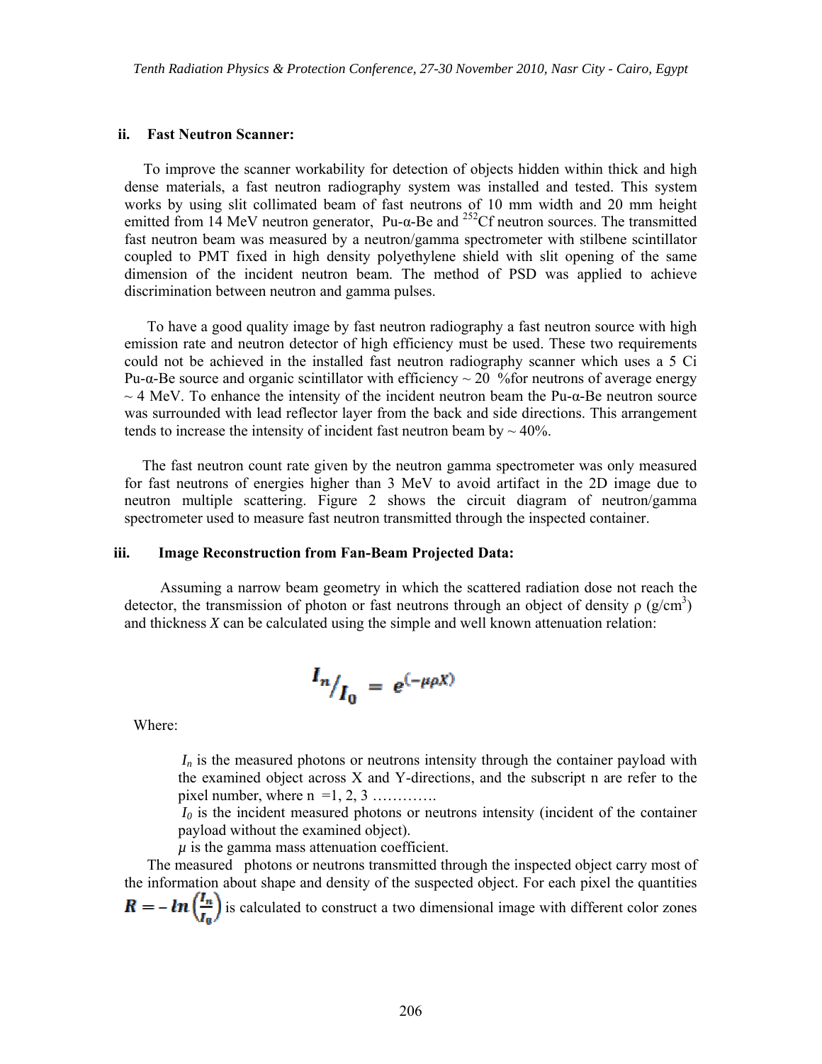### ii. Fast Neutron Scanner:

To improve the scanner workability for detection of objects hidden within thick and high dense materials, a fast neutron radiography system was installed and tested. This system works by using slit collimated beam of fast neutrons of 10 mm width and 20 mm height emitted from 14 MeV neutron generator, Pu-α-Be and $^{252}$Cf neutron sources. The transmitted fast neutron beam was measured by a neutron/gamma spectrometer with stilbene scintillator coupled to PMT fixed in high density polyethylene shield with slit opening of the same dimension of the incident neutron beam. The method of PSD was applied to achieve discrimination between neutron and gamma pulses.

To have a good quality image by fast neutron radiography a fast neutron source with high emission rate and neutron detector of high efficiency must be used. These two requirements could not be achieved in the installed fast neutron radiography scanner which uses a 5 Ci Pu-α-Be source and organic scintillator with efficiency ~ 20 %for neutrons of average energy ~ 4 MeV. To enhance the intensity of the incident neutron beam the Pu-α-Be neutron source was surrounded with lead reflector layer from the back and side directions. This arrangement tends to increase the intensity of incident fast neutron beam by ~ 40%.

The fast neutron count rate given by the neutron gamma spectrometer was only measured for fast neutrons of energies higher than 3 MeV to avoid artifact in the 2D image due to neutron multiple scattering. Figure 2 shows the circuit diagram of neutron/gamma spectrometer used to measure fast neutron transmitted through the inspected container.

### iii. Image Reconstruction from Fan-Beam Projected Data:

Assuming a narrow beam geometry in which the scattered radiation dose not reach the detector, the transmission of photon or fast neutrons through an object of density ρ (g/cm$^3$) and thickness *X* can be calculated using the simple and well known attenuation relation:

$$I_n / I_0 = e^{(-\mu \rho X)}$$

Where:

$I_n$ is the measured photons or neutrons intensity through the container payload with the examined object across X and Y-directions, and the subscript n are refer to the pixel number, where n =1, 2, 3 ………….

$I_0$ is the incident measured photons or neutrons intensity (incident of the container payload without the examined object).

$\mu$ is the gamma mass attenuation coefficient.

The measured photons or neutrons transmitted through the inspected object carry most of the information about shape and density of the suspected object. For each pixel the quantities $R = -\ln\left(\frac{I_n}{I_0}\right)$ is calculated to construct a two dimensional image with different color zones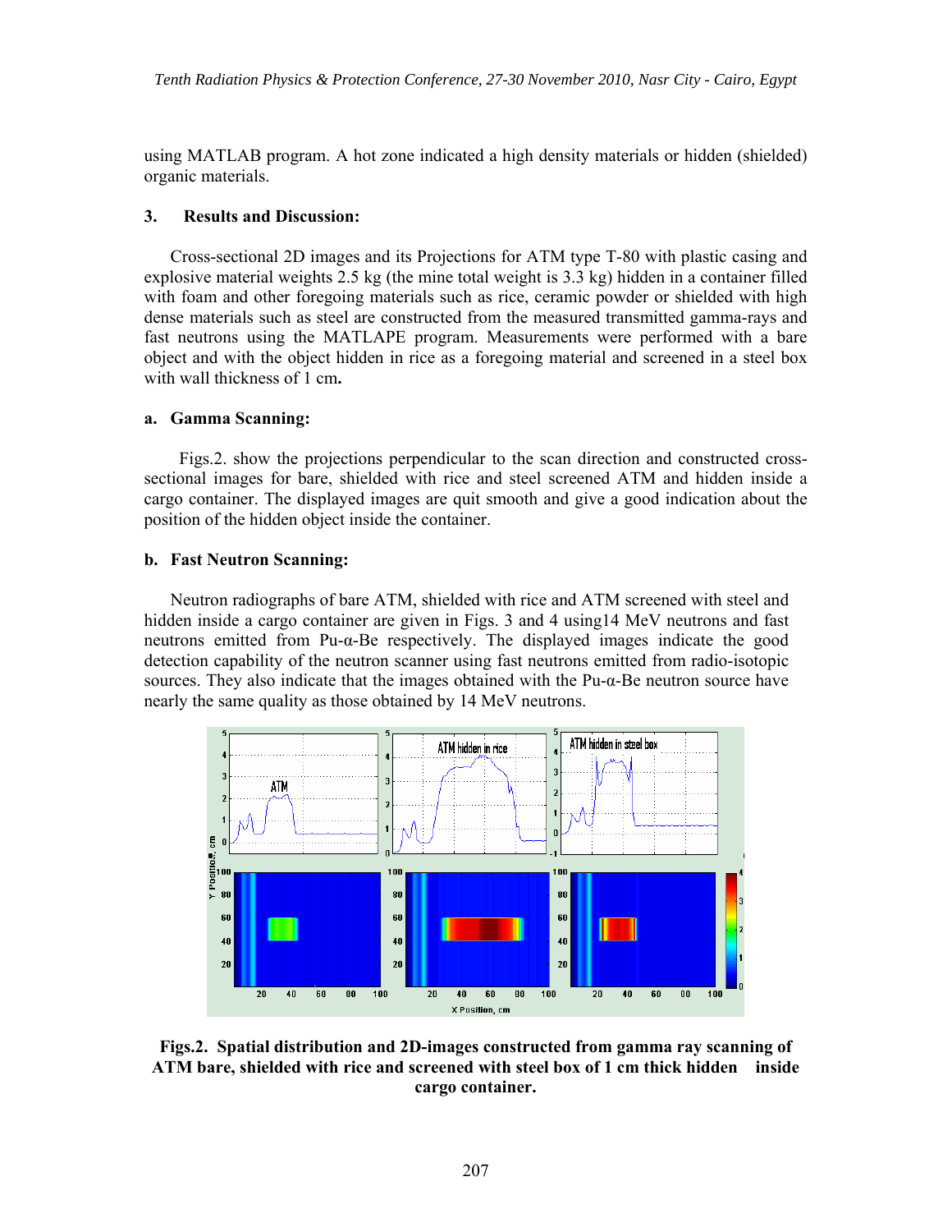using MATLAB program. A hot zone indicated a high density materials or hidden (shielded) organic materials.

## 3. Results and Discussion:

Cross-sectional 2D images and its Projections for ATM type T-80 with plastic casing and explosive material weights 2.5 kg (the mine total weight is 3.3 kg) hidden in a container filled with foam and other foregoing materials such as rice, ceramic powder or shielded with high dense materials such as steel are constructed from the measured transmitted gamma-rays and fast neutrons using the MATLAPE program. Measurements were performed with a bare object and with the object hidden in rice as a foregoing material and screened in a steel box with wall thickness of 1 cm**.**

### a. Gamma Scanning:

Figs.2. show the projections perpendicular to the scan direction and constructed cross-sectional images for bare, shielded with rice and steel screened ATM and hidden inside a cargo container. The displayed images are quit smooth and give a good indication about the position of the hidden object inside the container.

### b. Fast Neutron Scanning:

Neutron radiographs of bare ATM, shielded with rice and ATM screened with steel and hidden inside a cargo container are given in Figs. 3 and 4 using14 MeV neutrons and fast neutrons emitted from Pu-α-Be respectively. The displayed images indicate the good detection capability of the neutron scanner using fast neutrons emitted from radio-isotopic sources. They also indicate that the images obtained with the Pu-α-Be neutron source have nearly the same quality as those obtained by 14 MeV neutrons.

**Figs.2. Spatial distribution and 2D-images constructed from gamma ray scanning of ATM bare, shielded with rice and screened with steel box of 1 cm thick hidden inside cargo container.**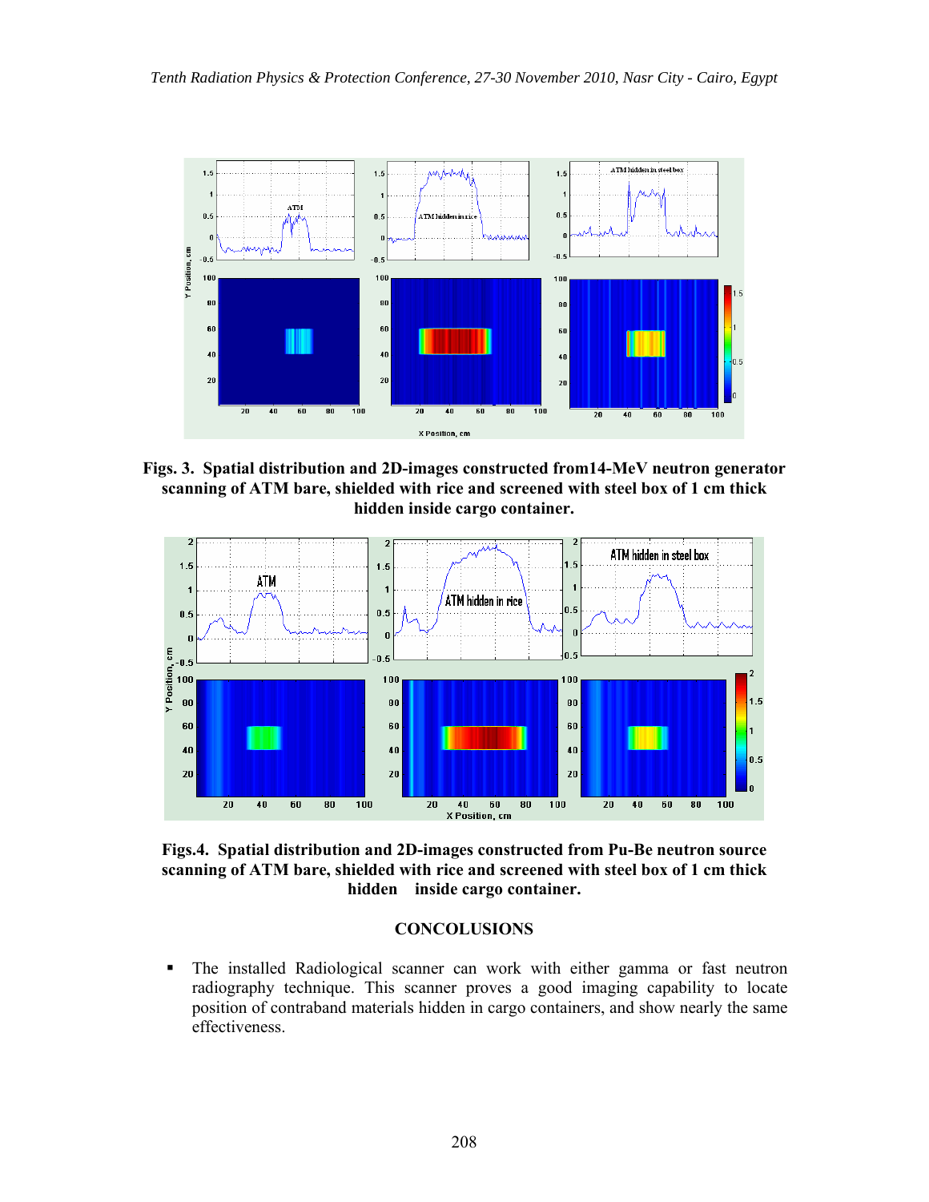**Figs. 3. Spatial distribution and 2D-images constructed from14-MeV neutron generator scanning of ATM bare, shielded with rice and screened with steel box of 1 cm thick hidden inside cargo container.**

**Figs.4. Spatial distribution and 2D-images constructed from Pu-Be neutron source scanning of ATM bare, shielded with rice and screened with steel box of 1 cm thick hidden inside cargo container.**

## CONCOLUSIONS

- The installed Radiological scanner can work with either gamma or fast neutron radiography technique. This scanner proves a good imaging capability to locate position of contraband materials hidden in cargo containers, and show nearly the same effectiveness.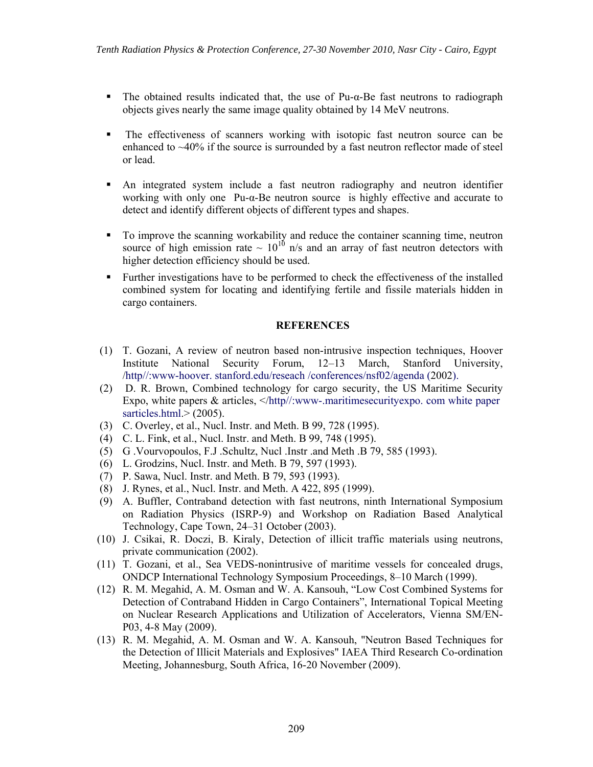- The obtained results indicated that, the use of Pu-α-Be fast neutrons to radiograph objects gives nearly the same image quality obtained by 14 MeV neutrons.

- The effectiveness of scanners working with isotopic fast neutron source can be enhanced to ~40% if the source is surrounded by a fast neutron reflector made of steel or lead.

- An integrated system include a fast neutron radiography and neutron identifier working with only one Pu-α-Be neutron source is highly effective and accurate to detect and identify different objects of different types and shapes.

- To improve the scanning workability and reduce the container scanning time, neutron source of high emission rate ~ $10^{10}$ n/s and an array of fast neutron detectors with higher detection efficiency should be used.

- Further investigations have to be performed to check the effectiveness of the installed combined system for locating and identifying fertile and fissile materials hidden in cargo containers.

## REFERENCES

(1) T. Gozani, A review of neutron based non-intrusive inspection techniques, Hoover Institute National Security Forum, 12–13 March, Stanford University, /http//:www-hoover. stanford.edu/reseach /conferences/nsf02/agenda (2002).

(2) D. R. Brown, Combined technology for cargo security, the US Maritime Security Expo, white papers & articles, </http//:www-.maritimesecurityexpo. com white paper sarticles.html.> (2005).

(3) C. Overley, et al., Nucl. Instr. and Meth. B 99, 728 (1995).

(4) C. L. Fink, et al., Nucl. Instr. and Meth. B 99, 748 (1995).

(5) G .Vourvopoulos, F.J .Schultz, Nucl .Instr .and Meth .B 79, 585 (1993).

(6) L. Grodzins, Nucl. Instr. and Meth. B 79, 597 (1993).

(7) P. Sawa, Nucl. Instr. and Meth. B 79, 593 (1993).

(8) J. Rynes, et al., Nucl. Instr. and Meth. A 422, 895 (1999).

(9) A. Buffler, Contraband detection with fast neutrons, ninth International Symposium on Radiation Physics (ISRP-9) and Workshop on Radiation Based Analytical Technology, Cape Town, 24–31 October (2003).

(10) J. Csikai, R. Doczi, B. Kiraly, Detection of illicit traffic materials using neutrons, private communication (2002).

(11) T. Gozani, et al., Sea VEDS-nonintrusive of maritime vessels for concealed drugs, ONDCP International Technology Symposium Proceedings, 8–10 March (1999).

(12) R. M. Megahid, A. M. Osman and W. A. Kansouh, "Low Cost Combined Systems for Detection of Contraband Hidden in Cargo Containers", International Topical Meeting on Nuclear Research Applications and Utilization of Accelerators, Vienna SM/EN-P03, 4-8 May (2009).

(13) R. M. Megahid, A. M. Osman and W. A. Kansouh, "Neutron Based Techniques for the Detection of Illicit Materials and Explosives" IAEA Third Research Co-ordination Meeting, Johannesburg, South Africa, 16-20 November (2009).